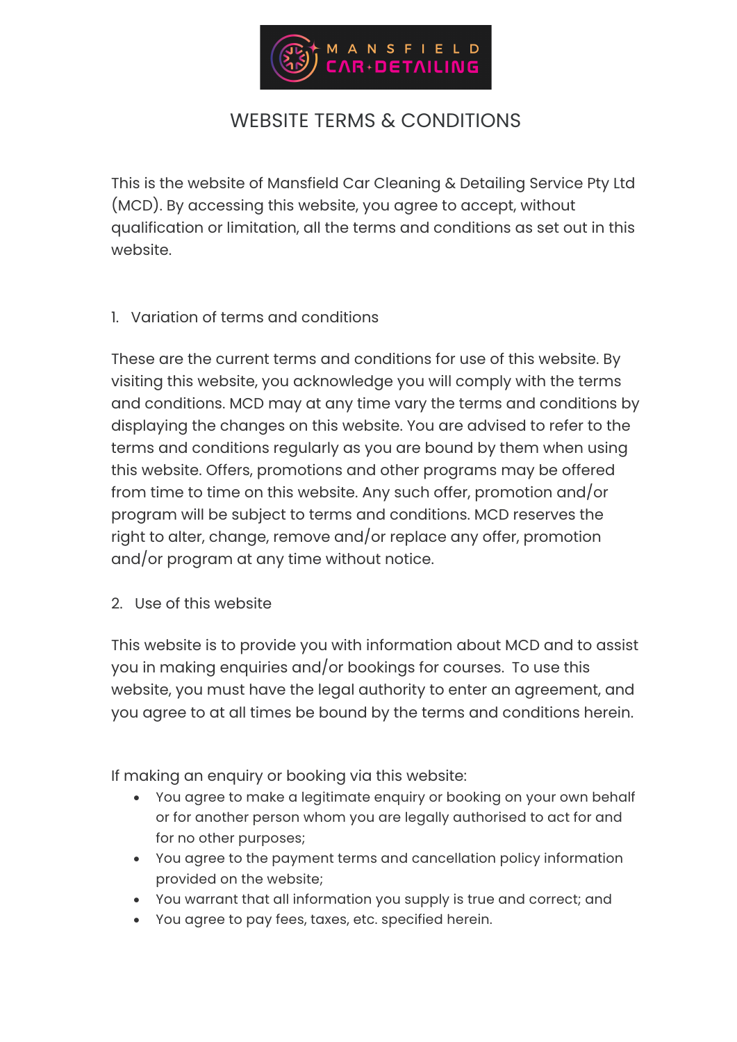# WEBSITE TERMS & CONDITIONS

This is the website of Mansfield Car Cleaning & Detailing Service Pty Ltd (MCD). By accessing this website, you agree to accept, without qualification or limitation, all the terms and conditions as set out in this website.

## 1. Variation of terms and conditions

These are the current terms and conditions for use of this website. By visiting this website, you acknowledge you will comply with the terms and conditions. MCD may at any time vary the terms and conditions by displaying the changes on this website. You are advised to refer to the terms and conditions regularly as you are bound by them when using this website. Offers, promotions and other programs may be offered from time to time on this website. Any such offer, promotion and/or program will be subject to terms and conditions. MCD reserves the right to alter, change, remove and/or replace any offer, promotion and/or program at any time without notice.

## 2. Use of this website

This website is to provide you with information about MCD and to assist you in making enquiries and/or bookings for courses. To use this website, you must have the legal authority to enter an agreement, and you agree to at all times be bound by the terms and conditions herein.

If making an enquiry or booking via this website:

- You agree to make a legitimate enquiry or booking on your own behalf or for another person whom you are legally authorised to act for and for no other purposes;
- You agree to the payment terms and cancellation policy information provided on the website;
- You warrant that all information you supply is true and correct; and
- You agree to pay fees, taxes, etc. specified herein.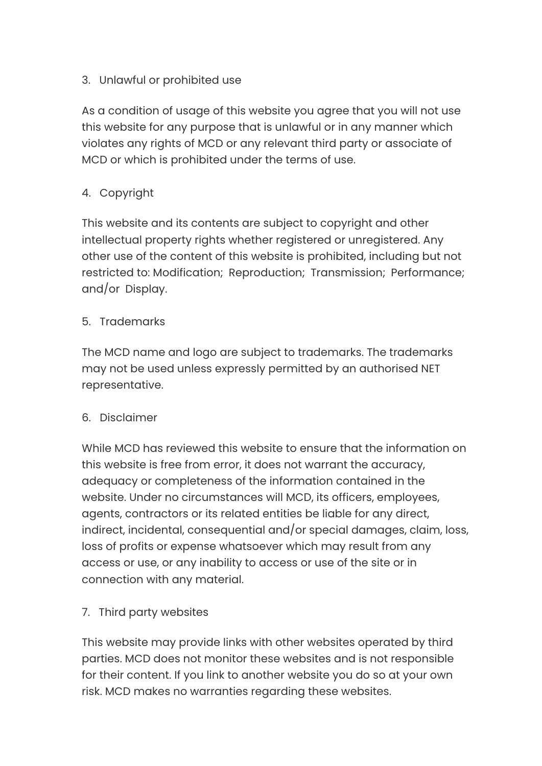3. Unlawful or prohibited use

As a condition of usage of this website you agree that you will not use this website for any purpose that is unlawful or in any manner which violates any rights of MCD or any relevant third party or associate of MCD or which is prohibited under the terms of use.

4. Copyright

This website and its contents are subject to copyright and other intellectual property rights whether registered or unregistered. Any other use of the content of this website is prohibited, including but not restricted to: Modification; Reproduction; Transmission; Performance; and/or Display.

5. Trademarks

The MCD name and logo are subject to trademarks. The trademarks may not be used unless expressly permitted by an authorised NET representative.

6. Disclaimer

While MCD has reviewed this website to ensure that the information on this website is free from error, it does not warrant the accuracy, adequacy or completeness of the information contained in the website. Under no circumstances will MCD, its officers, employees, agents, contractors or its related entities be liable for any direct, indirect, incidental, consequential and/or special damages, claim, loss, loss of profits or expense whatsoever which may result from any access or use, or any inability to access or use of the site or in connection with any material.

7. Third party websites

This website may provide links with other websites operated by third parties. MCD does not monitor these websites and is not responsible for their content. If you link to another website you do so at your own risk. MCD makes no warranties regarding these websites.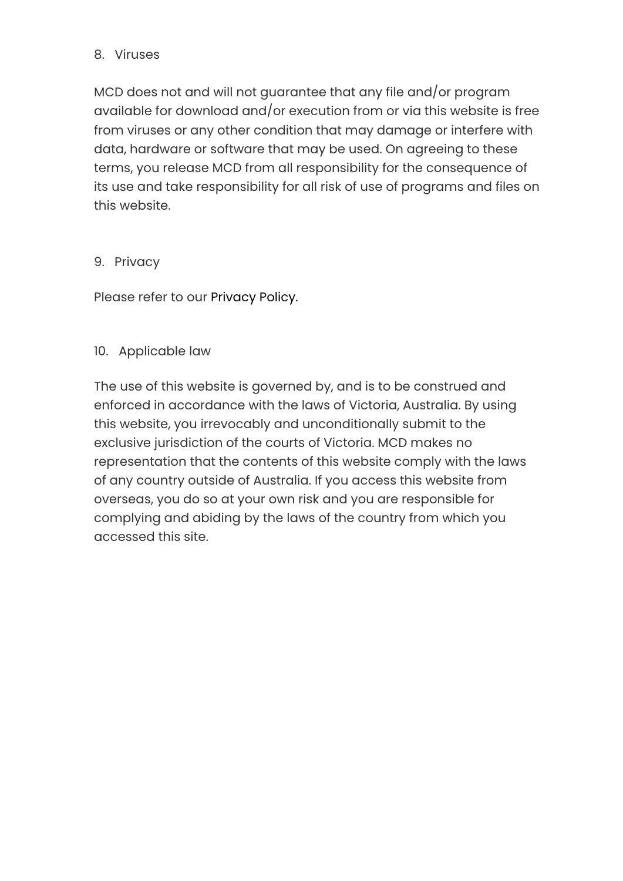## 8. Viruses

MCD does not and will not guarantee that any file and/or program available for download and/or execution from or via this website is free from viruses or any other condition that may damage or interfere with data, hardware or software that may be used. On agreeing to these terms, you release MCD from all responsibility for the consequence of its use and take responsibility for all risk of use of programs and files on this website.

## 9. Privacy

Please refer to our Privacy Policy.

## 10. Applicable law

The use of this website is governed by, and is to be construed and enforced in accordance with the laws of Victoria, Australia. By using this website, you irrevocably and unconditionally submit to the exclusive jurisdiction of the courts of Victoria. MCD makes no representation that the contents of this website comply with the laws of any country outside of Australia. If you access this website from overseas, you do so at your own risk and you are responsible for complying and abiding by the laws of the country from which you accessed this site.